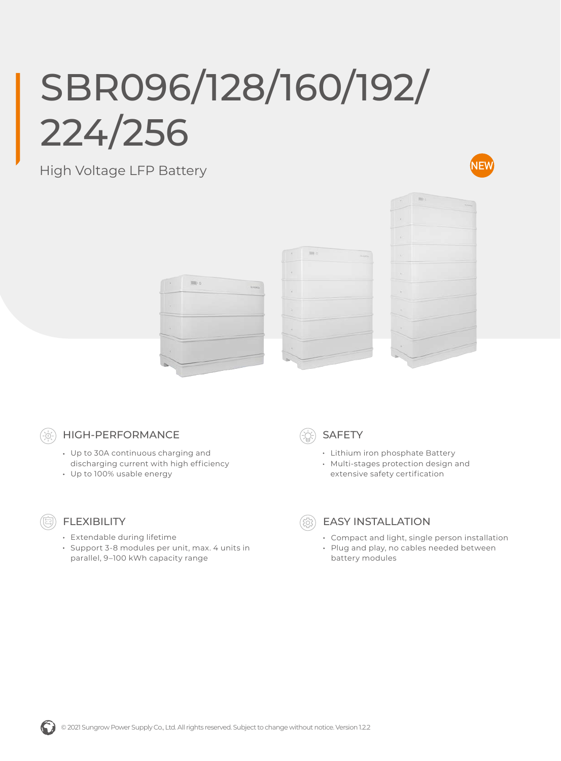# SBR096/128/160/192/224/256

High Voltage LFP Battery

NEW

## HIGH-PERFORMANCE

- Up to 30A continuous charging and discharging current with high efficiency
- Up to 100% usable energy

## SAFETY

- Lithium iron phosphate Battery
- Multi-stages protection design and extensive safety certification

## FLEXIBILITY

- Extendable during lifetime
- Support 3-8 modules per unit, max. 4 units in parallel, 9–100 kWh capacity range

## EASY INSTALLATION

- Compact and light, single person installation
- Plug and play, no cables needed between battery modules

© 2021 Sungrow Power Supply Co., Ltd. All rights reserved. Subject to change without notice. Version 1.2.2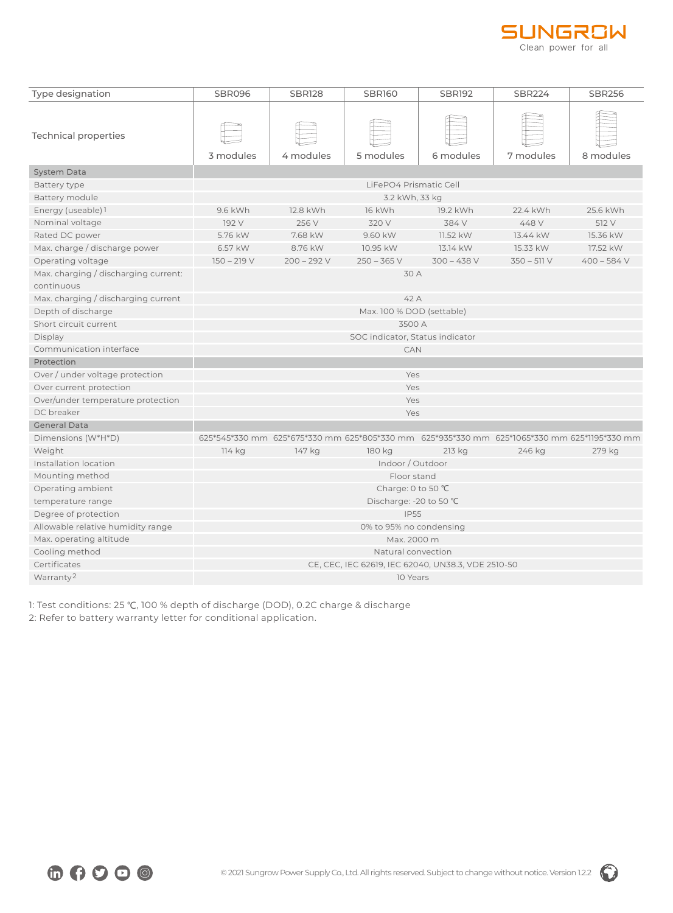| Type designation | SBR096 | SBR128 | SBR160 | SBR192 | SBR224 | SBR256 |
|---|---|---|---|---|---|---|
| Technical properties | 3 modules | 4 modules | 5 modules | 6 modules | 7 modules | 8 modules |
| **System Data** | | | | | | |
| Battery type | LiFePO4 Prismatic Cell | | | | | |
| Battery module | 3.2 kWh, 33 kg | | | | | |
| Energy (useable)[1] | 9.6 kWh | 12.8 kWh | 16 kWh | 19.2 kWh | 22.4 kWh | 25.6 kWh |
| Nominal voltage | 192 V | 256 V | 320 V | 384 V | 448 V | 512 V |
| Rated DC power | 5.76 kW | 7.68 kW | 9.60 kW | 11.52 kW | 13.44 kW | 15.36 kW |
| Max. charge / discharge power | 6.57 kW | 8.76 kW | 10.95 kW | 13.14 kW | 15.33 kW | 17.52 kW |
| Operating voltage | 150 – 219 V | 200 – 292 V | 250 – 365 V | 300 – 438 V | 350 – 511 V | 400 – 584 V |
| Max. charging / discharging current: continuous | 30 A | | | | | |
| Max. charging / discharging current | 42 A | | | | | |
| Depth of discharge | Max. 100 % DOD (settable) | | | | | |
| Short circuit current | 3500 A | | | | | |
| Display | SOC indicator, Status indicator | | | | | |
| Communication interface | CAN | | | | | |
| **Protection** | | | | | | |
| Over / under voltage protection | Yes | | | | | |
| Over current protection | Yes | | | | | |
| Over/under temperature protection | Yes | | | | | |
| DC breaker | Yes | | | | | |
| **General Data** | | | | | | |
| Dimensions (W*H*D) | 625*545*330 mm | 625*675*330 mm | 625*805*330 mm | 625*935*330 mm | 625*1065*330 mm | 625*1195*330 mm |
| Weight | 114 kg | 147 kg | 180 kg | 213 kg | 246 kg | 279 kg |
| Installation location | Indoor / Outdoor | | | | | |
| Mounting method | Floor stand | | | | | |
| Operating ambient temperature range | Charge: 0 to 50 ℃<br>Discharge: -20 to 50 ℃ | | | | | |
| Degree of protection | IP55 | | | | | |
| Allowable relative humidity range | 0% to 95% no condensing | | | | | |
| Max. operating altitude | Max. 2000 m | | | | | |
| Cooling method | Natural convection | | | | | |
| Certificates | CE, CEC, IEC 62619, IEC 62040, UN38.3, VDE 2510-50 | | | | | |
| Warranty[2] | 10 Years | | | | | |

1: Test conditions: 25 ℃, 100 % depth of discharge (DOD), 0.2C charge & discharge
2: Refer to battery warranty letter for conditional application.

© 2021 Sungrow Power Supply Co., Ltd. All rights reserved. Subject to change without notice. Version 1.2.2